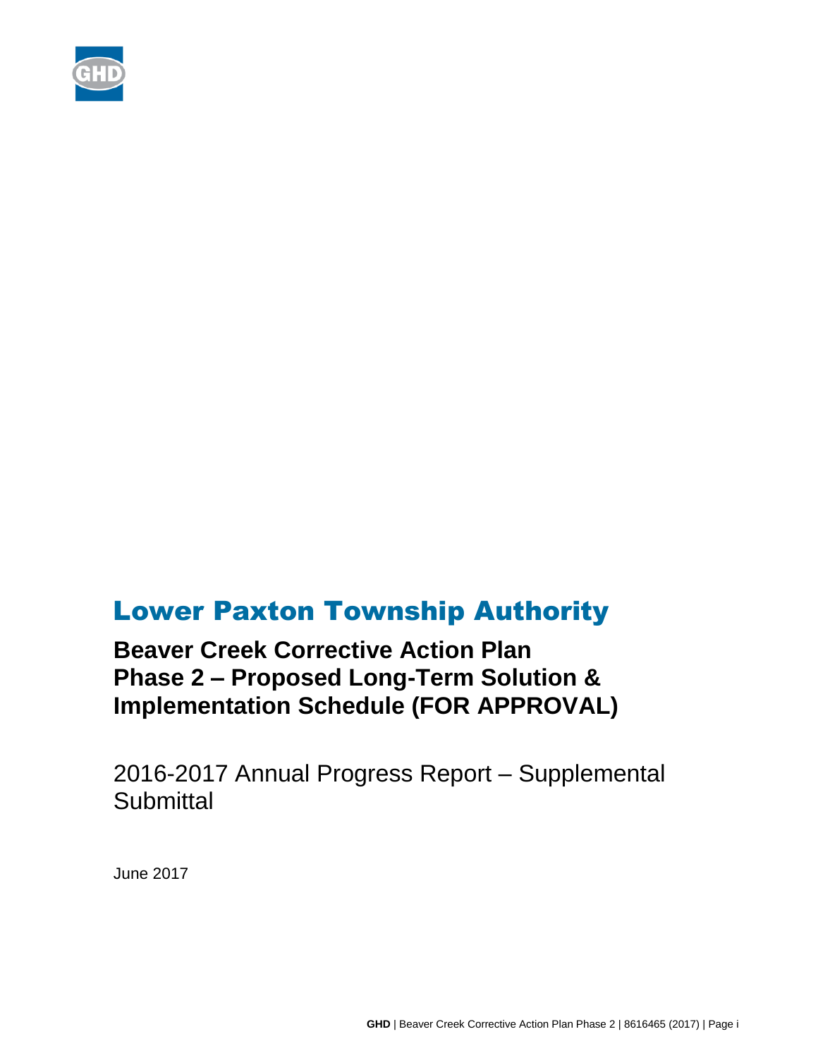# Lower Paxton Township Authority

## Beaver Creek Corrective Action Plan Phase 2 – Proposed Long-Term Solution & Implementation Schedule (FOR APPROVAL)

2016-2017 Annual Progress Report – Supplemental Submittal

June 2017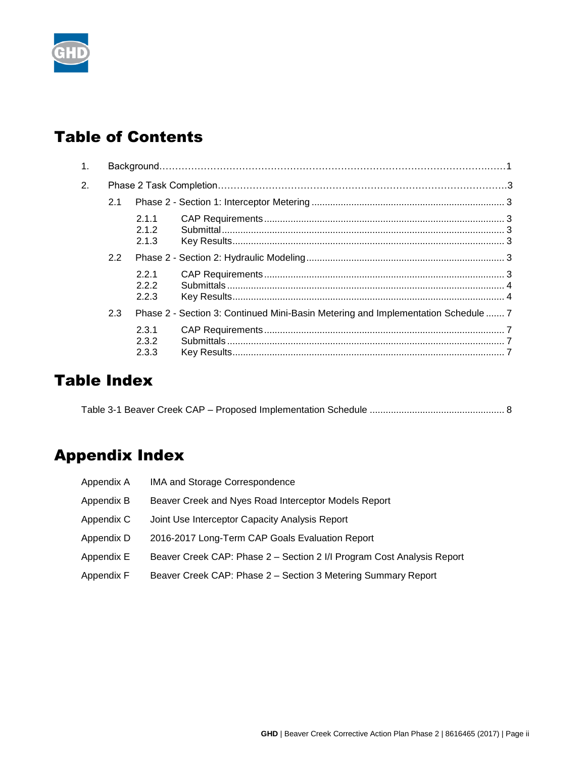# Table of Contents

1. Background.........1
2. Phase 2 Task Completion.........3
   - 2.1 Phase 2 - Section 1: Interceptor Metering.........3
     - 2.1.1 CAP Requirements.........3
     - 2.1.2 Submittal.........3
     - 2.1.3 Key Results.........3
   - 2.2 Phase 2 - Section 2: Hydraulic Modeling.........3
     - 2.2.1 CAP Requirements.........3
     - 2.2.2 Submittals.........4
     - 2.2.3 Key Results.........4
   - 2.3 Phase 2 - Section 3: Continued Mini-Basin Metering and Implementation Schedule.........7
     - 2.3.1 CAP Requirements.........7
     - 2.3.2 Submittals.........7
     - 2.3.3 Key Results.........7

# Table Index

Table 3-1 Beaver Creek CAP – Proposed Implementation Schedule.........8

# Appendix Index

| | |
|---|---|
| Appendix A | IMA and Storage Correspondence |
| Appendix B | Beaver Creek and Nyes Road Interceptor Models Report |
| Appendix C | Joint Use Interceptor Capacity Analysis Report |
| Appendix D | 2016-2017 Long-Term CAP Goals Evaluation Report |
| Appendix E | Beaver Creek CAP: Phase 2 – Section 2 I/I Program Cost Analysis Report |
| Appendix F | Beaver Creek CAP: Phase 2 – Section 3 Metering Summary Report |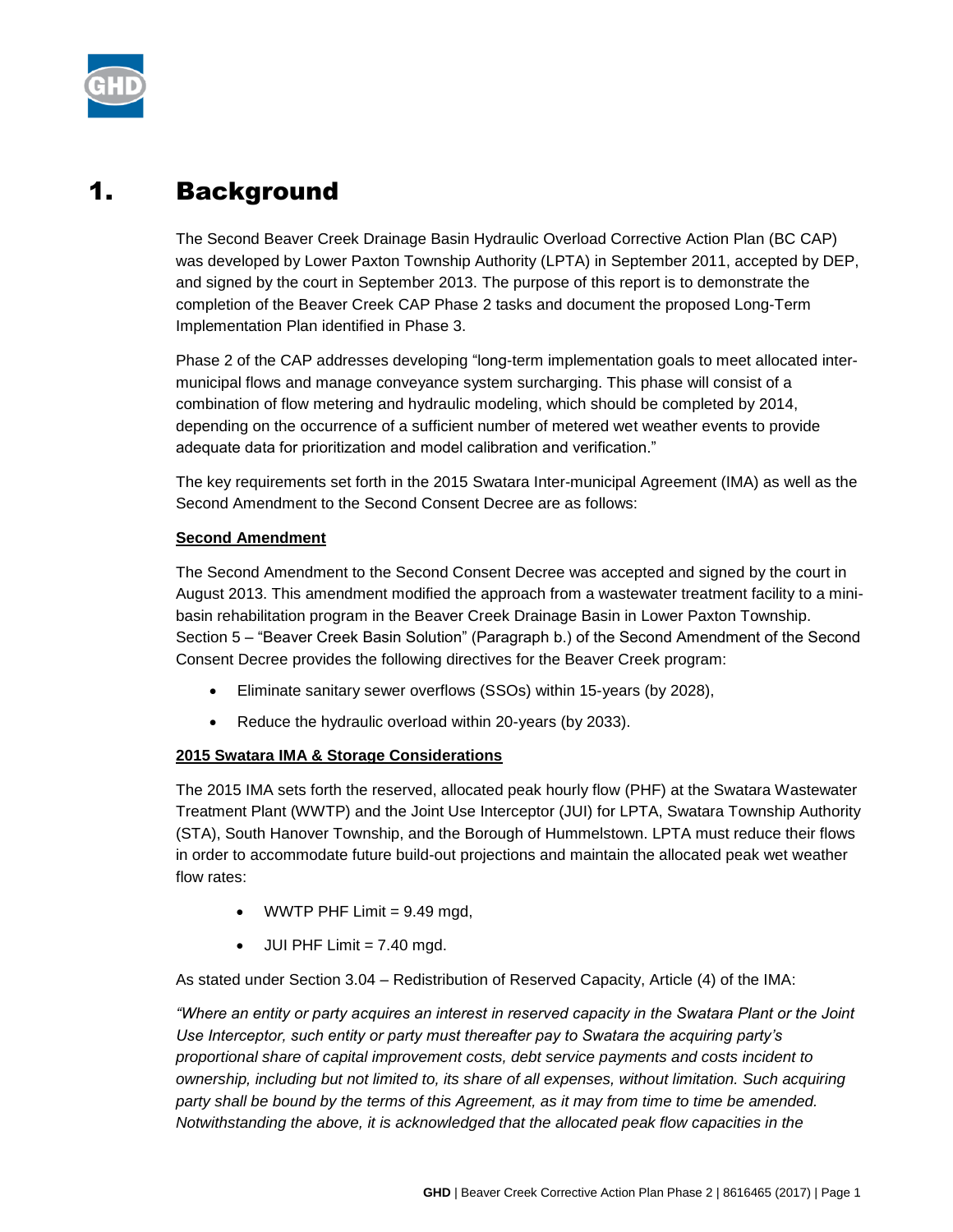# 1. Background

The Second Beaver Creek Drainage Basin Hydraulic Overload Corrective Action Plan (BC CAP) was developed by Lower Paxton Township Authority (LPTA) in September 2011, accepted by DEP, and signed by the court in September 2013. The purpose of this report is to demonstrate the completion of the Beaver Creek CAP Phase 2 tasks and document the proposed Long-Term Implementation Plan identified in Phase 3.

Phase 2 of the CAP addresses developing "long-term implementation goals to meet allocated inter-municipal flows and manage conveyance system surcharging. This phase will consist of a combination of flow metering and hydraulic modeling, which should be completed by 2014, depending on the occurrence of a sufficient number of metered wet weather events to provide adequate data for prioritization and model calibration and verification."

The key requirements set forth in the 2015 Swatara Inter-municipal Agreement (IMA) as well as the Second Amendment to the Second Consent Decree are as follows:

**Second Amendment**

The Second Amendment to the Second Consent Decree was accepted and signed by the court in August 2013. This amendment modified the approach from a wastewater treatment facility to a mini-basin rehabilitation program in the Beaver Creek Drainage Basin in Lower Paxton Township. Section 5 – "Beaver Creek Basin Solution" (Paragraph b.) of the Second Amendment of the Second Consent Decree provides the following directives for the Beaver Creek program:

- Eliminate sanitary sewer overflows (SSOs) within 15-years (by 2028),
- Reduce the hydraulic overload within 20-years (by 2033).

**2015 Swatara IMA & Storage Considerations**

The 2015 IMA sets forth the reserved, allocated peak hourly flow (PHF) at the Swatara Wastewater Treatment Plant (WWTP) and the Joint Use Interceptor (JUI) for LPTA, Swatara Township Authority (STA), South Hanover Township, and the Borough of Hummelstown. LPTA must reduce their flows in order to accommodate future build-out projections and maintain the allocated peak wet weather flow rates:

- WWTP PHF Limit = 9.49 mgd,
- JUI PHF Limit = 7.40 mgd.

As stated under Section 3.04 – Redistribution of Reserved Capacity, Article (4) of the IMA:

*"Where an entity or party acquires an interest in reserved capacity in the Swatara Plant or the Joint Use Interceptor, such entity or party must thereafter pay to Swatara the acquiring party's proportional share of capital improvement costs, debt service payments and costs incident to ownership, including but not limited to, its share of all expenses, without limitation. Such acquiring party shall be bound by the terms of this Agreement, as it may from time to time be amended. Notwithstanding the above, it is acknowledged that the allocated peak flow capacities in the*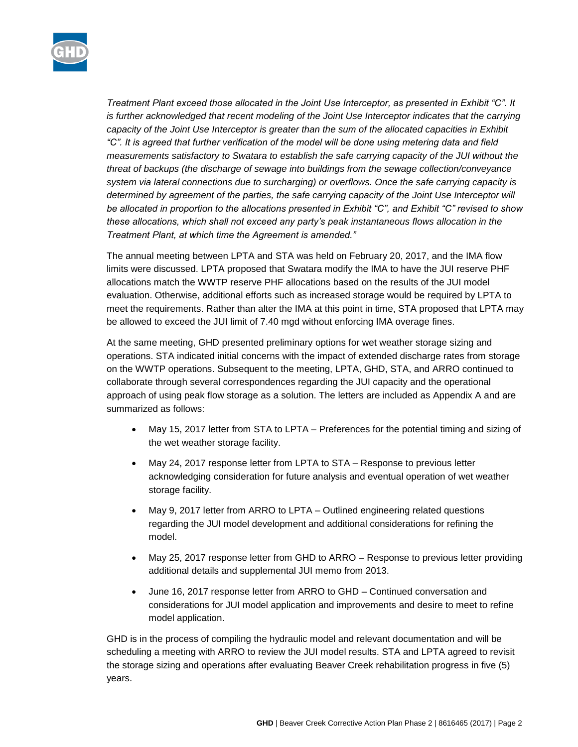*Treatment Plant exceed those allocated in the Joint Use Interceptor, as presented in Exhibit "C". It is further acknowledged that recent modeling of the Joint Use Interceptor indicates that the carrying capacity of the Joint Use Interceptor is greater than the sum of the allocated capacities in Exhibit "C". It is agreed that further verification of the model will be done using metering data and field measurements satisfactory to Swatara to establish the safe carrying capacity of the JUI without the threat of backups (the discharge of sewage into buildings from the sewage collection/conveyance system via lateral connections due to surcharging) or overflows. Once the safe carrying capacity is determined by agreement of the parties, the safe carrying capacity of the Joint Use Interceptor will be allocated in proportion to the allocations presented in Exhibit "C", and Exhibit "C" revised to show these allocations, which shall not exceed any party's peak instantaneous flows allocation in the Treatment Plant, at which time the Agreement is amended."*

The annual meeting between LPTA and STA was held on February 20, 2017, and the IMA flow limits were discussed. LPTA proposed that Swatara modify the IMA to have the JUI reserve PHF allocations match the WWTP reserve PHF allocations based on the results of the JUI model evaluation. Otherwise, additional efforts such as increased storage would be required by LPTA to meet the requirements. Rather than alter the IMA at this point in time, STA proposed that LPTA may be allowed to exceed the JUI limit of 7.40 mgd without enforcing IMA overage fines.

At the same meeting, GHD presented preliminary options for wet weather storage sizing and operations. STA indicated initial concerns with the impact of extended discharge rates from storage on the WWTP operations. Subsequent to the meeting, LPTA, GHD, STA, and ARRO continued to collaborate through several correspondences regarding the JUI capacity and the operational approach of using peak flow storage as a solution. The letters are included as Appendix A and are summarized as follows:

- May 15, 2017 letter from STA to LPTA – Preferences for the potential timing and sizing of the wet weather storage facility.
- May 24, 2017 response letter from LPTA to STA – Response to previous letter acknowledging consideration for future analysis and eventual operation of wet weather storage facility.
- May 9, 2017 letter from ARRO to LPTA – Outlined engineering related questions regarding the JUI model development and additional considerations for refining the model.
- May 25, 2017 response letter from GHD to ARRO – Response to previous letter providing additional details and supplemental JUI memo from 2013.
- June 16, 2017 response letter from ARRO to GHD – Continued conversation and considerations for JUI model application and improvements and desire to meet to refine model application.

GHD is in the process of compiling the hydraulic model and relevant documentation and will be scheduling a meeting with ARRO to review the JUI model results. STA and LPTA agreed to revisit the storage sizing and operations after evaluating Beaver Creek rehabilitation progress in five (5) years.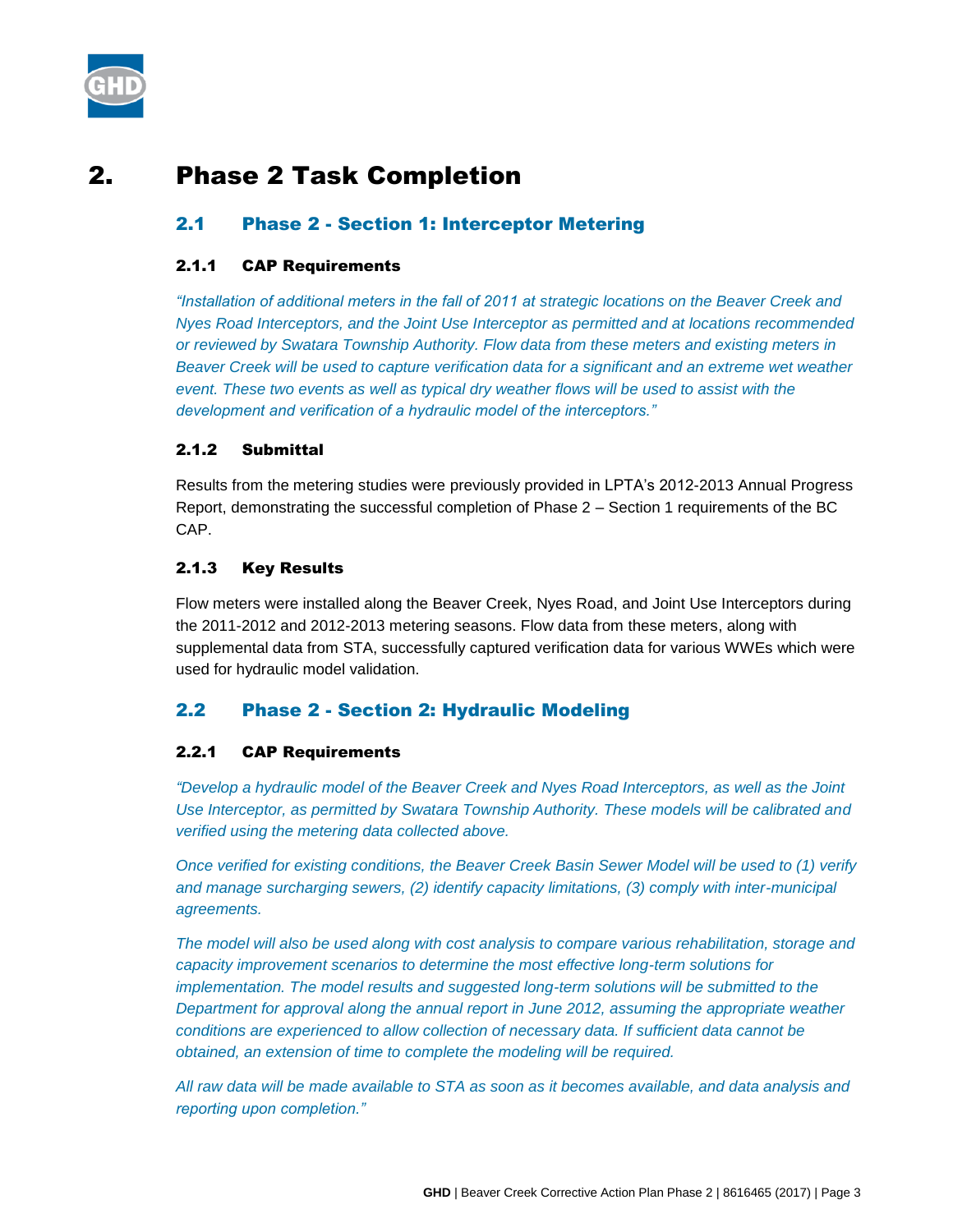# 2. Phase 2 Task Completion

## 2.1 Phase 2 - Section 1: Interceptor Metering

### 2.1.1 CAP Requirements

*"Installation of additional meters in the fall of 2011 at strategic locations on the Beaver Creek and Nyes Road Interceptors, and the Joint Use Interceptor as permitted and at locations recommended or reviewed by Swatara Township Authority. Flow data from these meters and existing meters in Beaver Creek will be used to capture verification data for a significant and an extreme wet weather event. These two events as well as typical dry weather flows will be used to assist with the development and verification of a hydraulic model of the interceptors."*

### 2.1.2 Submittal

Results from the metering studies were previously provided in LPTA's 2012-2013 Annual Progress Report, demonstrating the successful completion of Phase 2 – Section 1 requirements of the BC CAP.

### 2.1.3 Key Results

Flow meters were installed along the Beaver Creek, Nyes Road, and Joint Use Interceptors during the 2011-2012 and 2012-2013 metering seasons. Flow data from these meters, along with supplemental data from STA, successfully captured verification data for various WWEs which were used for hydraulic model validation.

## 2.2 Phase 2 - Section 2: Hydraulic Modeling

### 2.2.1 CAP Requirements

*"Develop a hydraulic model of the Beaver Creek and Nyes Road Interceptors, as well as the Joint Use Interceptor, as permitted by Swatara Township Authority. These models will be calibrated and verified using the metering data collected above.*

*Once verified for existing conditions, the Beaver Creek Basin Sewer Model will be used to (1) verify and manage surcharging sewers, (2) identify capacity limitations, (3) comply with inter-municipal agreements.*

*The model will also be used along with cost analysis to compare various rehabilitation, storage and capacity improvement scenarios to determine the most effective long-term solutions for implementation. The model results and suggested long-term solutions will be submitted to the Department for approval along the annual report in June 2012, assuming the appropriate weather conditions are experienced to allow collection of necessary data. If sufficient data cannot be obtained, an extension of time to complete the modeling will be required.*

*All raw data will be made available to STA as soon as it becomes available, and data analysis and reporting upon completion."*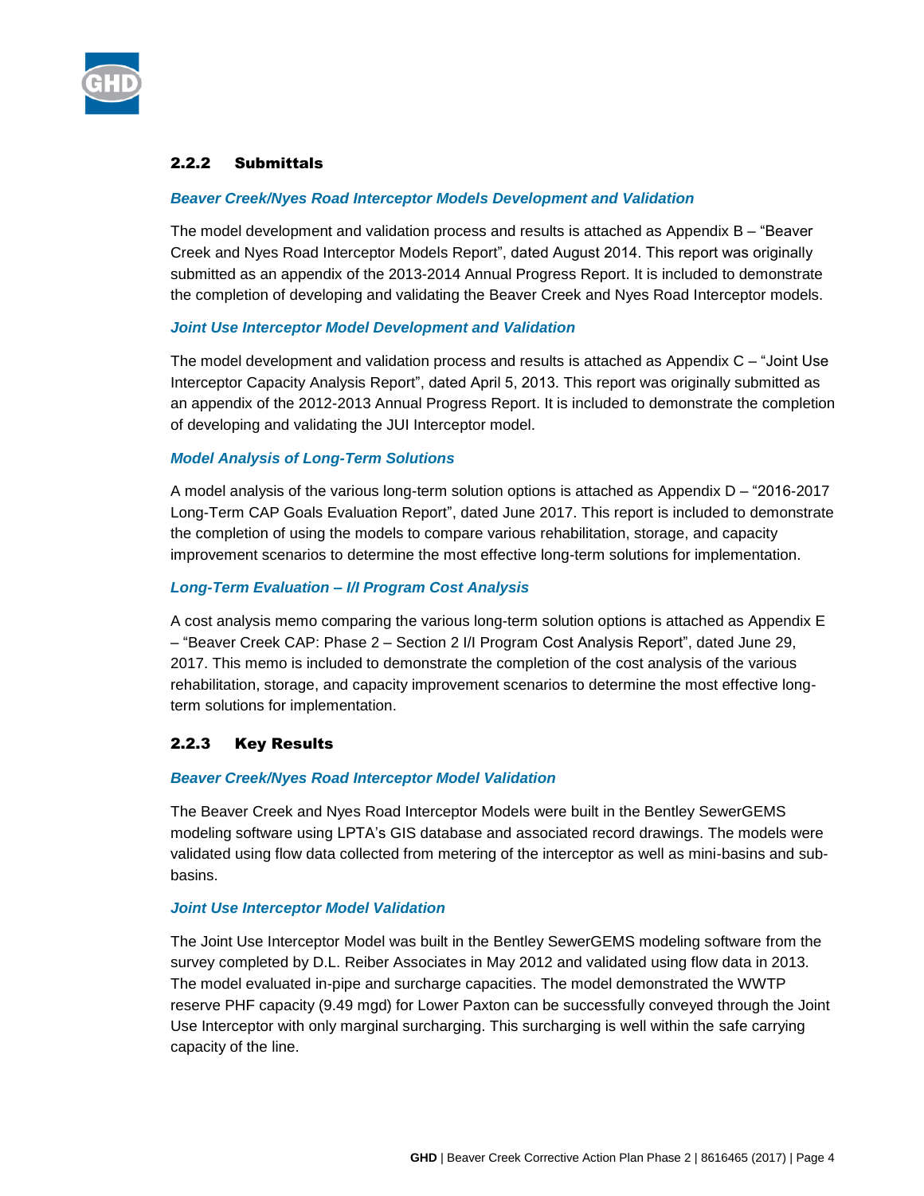### 2.2.2 Submittals

***Beaver Creek/Nyes Road Interceptor Models Development and Validation***

The model development and validation process and results is attached as Appendix B – "Beaver Creek and Nyes Road Interceptor Models Report", dated August 2014. This report was originally submitted as an appendix of the 2013-2014 Annual Progress Report. It is included to demonstrate the completion of developing and validating the Beaver Creek and Nyes Road Interceptor models.

***Joint Use Interceptor Model Development and Validation***

The model development and validation process and results is attached as Appendix C – "Joint Use Interceptor Capacity Analysis Report", dated April 5, 2013. This report was originally submitted as an appendix of the 2012-2013 Annual Progress Report. It is included to demonstrate the completion of developing and validating the JUI Interceptor model.

***Model Analysis of Long-Term Solutions***

A model analysis of the various long-term solution options is attached as Appendix D – "2016-2017 Long-Term CAP Goals Evaluation Report", dated June 2017. This report is included to demonstrate the completion of using the models to compare various rehabilitation, storage, and capacity improvement scenarios to determine the most effective long-term solutions for implementation.

***Long-Term Evaluation – I/I Program Cost Analysis***

A cost analysis memo comparing the various long-term solution options is attached as Appendix E – "Beaver Creek CAP: Phase 2 – Section 2 I/I Program Cost Analysis Report", dated June 29, 2017. This memo is included to demonstrate the completion of the cost analysis of the various rehabilitation, storage, and capacity improvement scenarios to determine the most effective long-term solutions for implementation.

### 2.2.3 Key Results

***Beaver Creek/Nyes Road Interceptor Model Validation***

The Beaver Creek and Nyes Road Interceptor Models were built in the Bentley SewerGEMS modeling software using LPTA's GIS database and associated record drawings. The models were validated using flow data collected from metering of the interceptor as well as mini-basins and sub-basins.

***Joint Use Interceptor Model Validation***

The Joint Use Interceptor Model was built in the Bentley SewerGEMS modeling software from the survey completed by D.L. Reiber Associates in May 2012 and validated using flow data in 2013. The model evaluated in-pipe and surcharge capacities. The model demonstrated the WWTP reserve PHF capacity (9.49 mgd) for Lower Paxton can be successfully conveyed through the Joint Use Interceptor with only marginal surcharging. This surcharging is well within the safe carrying capacity of the line.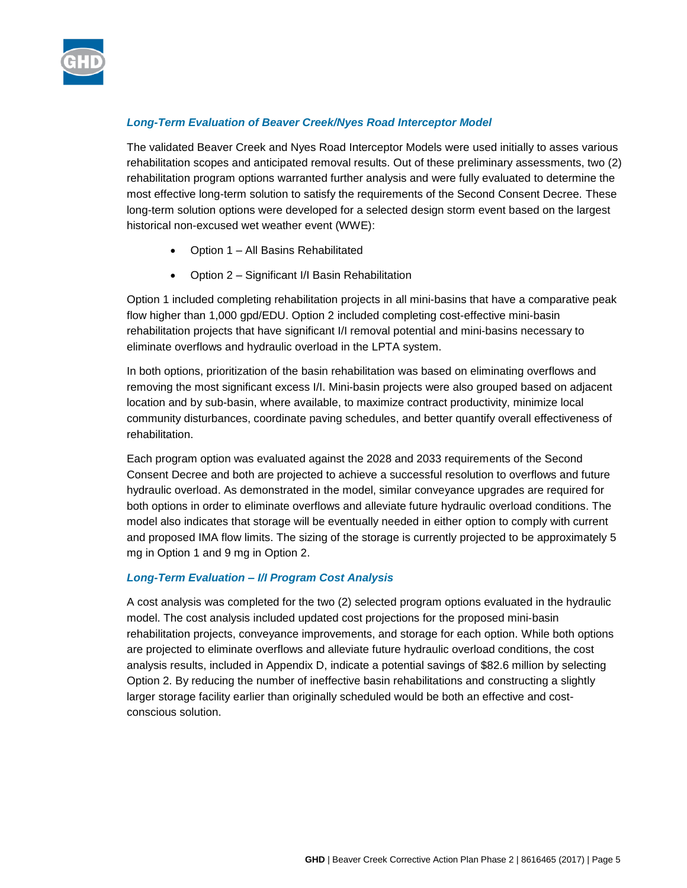### *Long-Term Evaluation of Beaver Creek/Nyes Road Interceptor Model*

The validated Beaver Creek and Nyes Road Interceptor Models were used initially to asses various rehabilitation scopes and anticipated removal results. Out of these preliminary assessments, two (2) rehabilitation program options warranted further analysis and were fully evaluated to determine the most effective long-term solution to satisfy the requirements of the Second Consent Decree. These long-term solution options were developed for a selected design storm event based on the largest historical non-excused wet weather event (WWE):

- Option 1 – All Basins Rehabilitated
- Option 2 – Significant I/I Basin Rehabilitation

Option 1 included completing rehabilitation projects in all mini-basins that have a comparative peak flow higher than 1,000 gpd/EDU. Option 2 included completing cost-effective mini-basin rehabilitation projects that have significant I/I removal potential and mini-basins necessary to eliminate overflows and hydraulic overload in the LPTA system.

In both options, prioritization of the basin rehabilitation was based on eliminating overflows and removing the most significant excess I/I. Mini-basin projects were also grouped based on adjacent location and by sub-basin, where available, to maximize contract productivity, minimize local community disturbances, coordinate paving schedules, and better quantify overall effectiveness of rehabilitation.

Each program option was evaluated against the 2028 and 2033 requirements of the Second Consent Decree and both are projected to achieve a successful resolution to overflows and future hydraulic overload. As demonstrated in the model, similar conveyance upgrades are required for both options in order to eliminate overflows and alleviate future hydraulic overload conditions. The model also indicates that storage will be eventually needed in either option to comply with current and proposed IMA flow limits. The sizing of the storage is currently projected to be approximately 5 mg in Option 1 and 9 mg in Option 2.

### *Long-Term Evaluation – I/I Program Cost Analysis*

A cost analysis was completed for the two (2) selected program options evaluated in the hydraulic model. The cost analysis included updated cost projections for the proposed mini-basin rehabilitation projects, conveyance improvements, and storage for each option. While both options are projected to eliminate overflows and alleviate future hydraulic overload conditions, the cost analysis results, included in Appendix D, indicate a potential savings of $82.6 million by selecting Option 2. By reducing the number of ineffective basin rehabilitations and constructing a slightly larger storage facility earlier than originally scheduled would be both an effective and cost-conscious solution.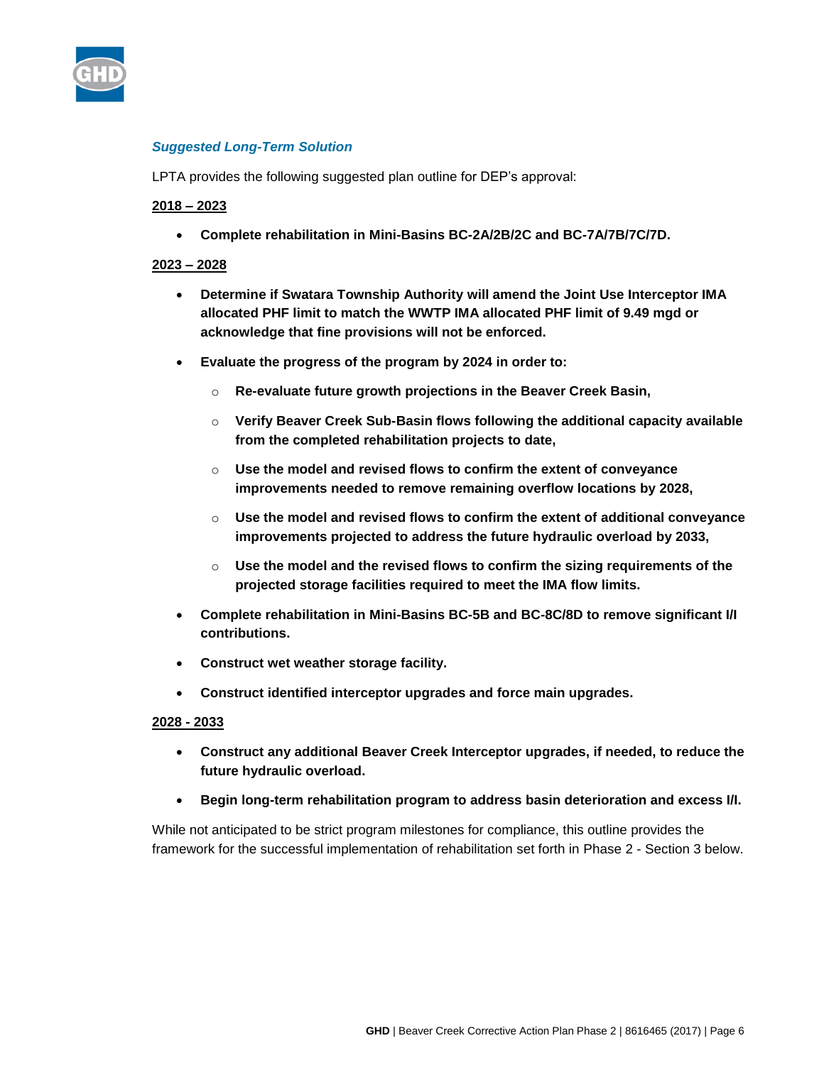### *Suggested Long-Term Solution*

LPTA provides the following suggested plan outline for DEP's approval:

**2018 – 2023**

- **Complete rehabilitation in Mini-Basins BC-2A/2B/2C and BC-7A/7B/7C/7D.**

**2023 – 2028**

- **Determine if Swatara Township Authority will amend the Joint Use Interceptor IMA allocated PHF limit to match the WWTP IMA allocated PHF limit of 9.49 mgd or acknowledge that fine provisions will not be enforced.**
- **Evaluate the progress of the program by 2024 in order to:**
  - **Re-evaluate future growth projections in the Beaver Creek Basin,**
  - **Verify Beaver Creek Sub-Basin flows following the additional capacity available from the completed rehabilitation projects to date,**
  - **Use the model and revised flows to confirm the extent of conveyance improvements needed to remove remaining overflow locations by 2028,**
  - **Use the model and revised flows to confirm the extent of additional conveyance improvements projected to address the future hydraulic overload by 2033,**
  - **Use the model and the revised flows to confirm the sizing requirements of the projected storage facilities required to meet the IMA flow limits.**
- **Complete rehabilitation in Mini-Basins BC-5B and BC-8C/8D to remove significant I/I contributions.**
- **Construct wet weather storage facility.**
- **Construct identified interceptor upgrades and force main upgrades.**

**2028 - 2033**

- **Construct any additional Beaver Creek Interceptor upgrades, if needed, to reduce the future hydraulic overload.**
- **Begin long-term rehabilitation program to address basin deterioration and excess I/I.**

While not anticipated to be strict program milestones for compliance, this outline provides the framework for the successful implementation of rehabilitation set forth in Phase 2 - Section 3 below.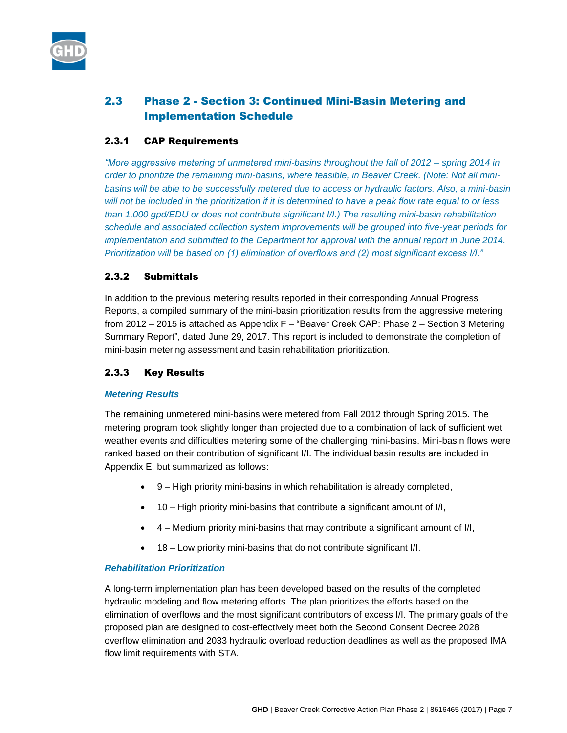## 2.3 Phase 2 - Section 3: Continued Mini-Basin Metering and Implementation Schedule

### 2.3.1 CAP Requirements

*"More aggressive metering of unmetered mini-basins throughout the fall of 2012 – spring 2014 in order to prioritize the remaining mini-basins, where feasible, in Beaver Creek. (Note: Not all mini-basins will be able to be successfully metered due to access or hydraulic factors. Also, a mini-basin will not be included in the prioritization if it is determined to have a peak flow rate equal to or less than 1,000 gpd/EDU or does not contribute significant I/I.) The resulting mini-basin rehabilitation schedule and associated collection system improvements will be grouped into five-year periods for implementation and submitted to the Department for approval with the annual report in June 2014. Prioritization will be based on (1) elimination of overflows and (2) most significant excess I/I."*

### 2.3.2 Submittals

In addition to the previous metering results reported in their corresponding Annual Progress Reports, a compiled summary of the mini-basin prioritization results from the aggressive metering from 2012 – 2015 is attached as Appendix F – "Beaver Creek CAP: Phase 2 – Section 3 Metering Summary Report", dated June 29, 2017. This report is included to demonstrate the completion of mini-basin metering assessment and basin rehabilitation prioritization.

### 2.3.3 Key Results

***Metering Results***

The remaining unmetered mini-basins were metered from Fall 2012 through Spring 2015. The metering program took slightly longer than projected due to a combination of lack of sufficient wet weather events and difficulties metering some of the challenging mini-basins. Mini-basin flows were ranked based on their contribution of significant I/I. The individual basin results are included in Appendix E, but summarized as follows:

- 9 – High priority mini-basins in which rehabilitation is already completed,
- 10 – High priority mini-basins that contribute a significant amount of I/I,
- 4 – Medium priority mini-basins that may contribute a significant amount of I/I,
- 18 – Low priority mini-basins that do not contribute significant I/I.

***Rehabilitation Prioritization***

A long-term implementation plan has been developed based on the results of the completed hydraulic modeling and flow metering efforts. The plan prioritizes the efforts based on the elimination of overflows and the most significant contributors of excess I/I. The primary goals of the proposed plan are designed to cost-effectively meet both the Second Consent Decree 2028 overflow elimination and 2033 hydraulic overload reduction deadlines as well as the proposed IMA flow limit requirements with STA.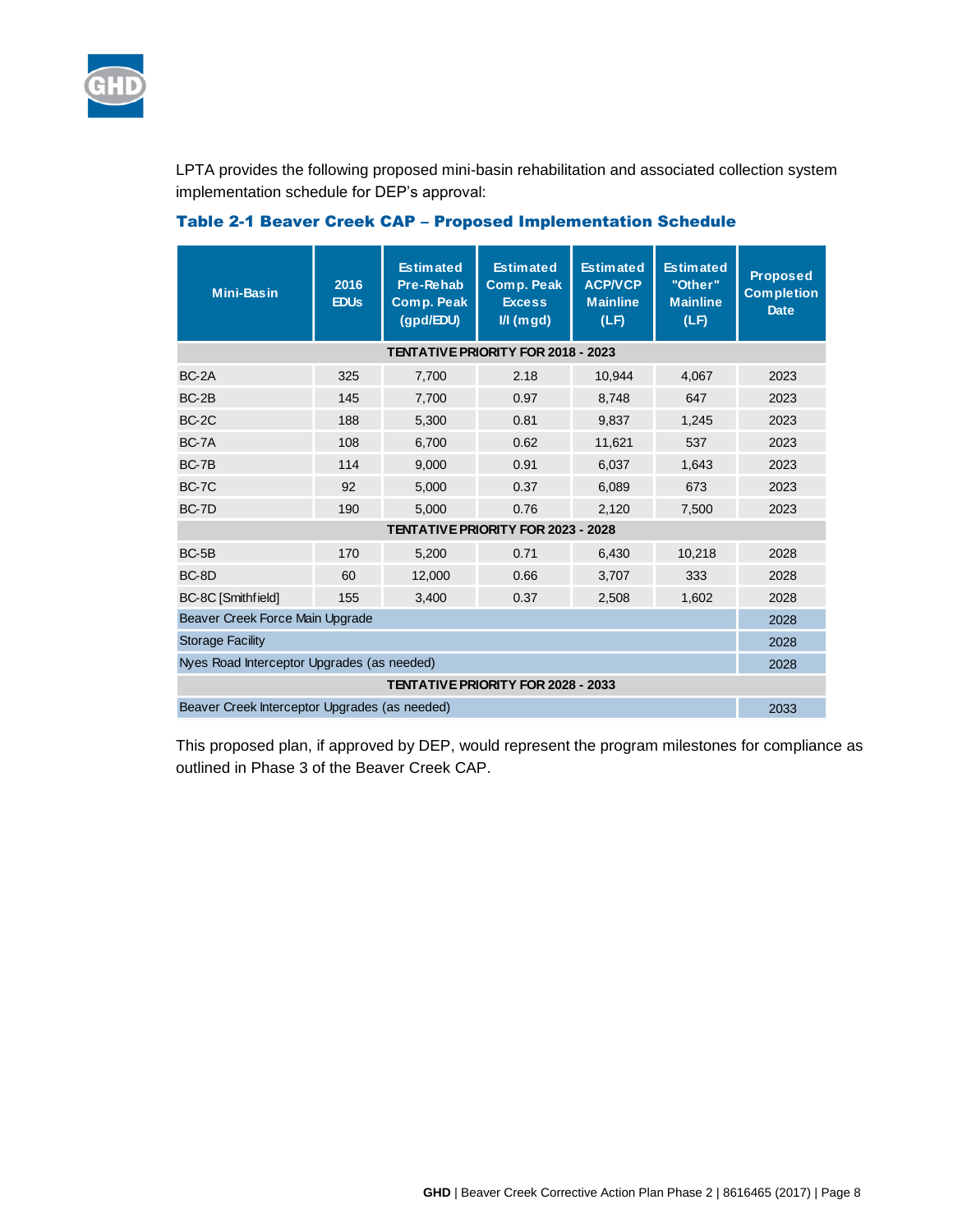LPTA provides the following proposed mini-basin rehabilitation and associated collection system implementation schedule for DEP's approval:

### Table 2-1 Beaver Creek CAP – Proposed Implementation Schedule

| Mini-Basin | 2016 EDUs | Estimated Pre-Rehab Comp. Peak (gpd/EDU) | Estimated Comp. Peak Excess I/I (mgd) | Estimated ACP/VCP Mainline (LF) | Estimated "Other" Mainline (LF) | Proposed Completion Date |
|---|---|---|---|---|---|---|
| **TENTATIVE PRIORITY FOR 2018 - 2023** | | | | | | |
| BC-2A | 325 | 7,700 | 2.18 | 10,944 | 4,067 | 2023 |
| BC-2B | 145 | 7,700 | 0.97 | 8,748 | 647 | 2023 |
| BC-2C | 188 | 5,300 | 0.81 | 9,837 | 1,245 | 2023 |
| BC-7A | 108 | 6,700 | 0.62 | 11,621 | 537 | 2023 |
| BC-7B | 114 | 9,000 | 0.91 | 6,037 | 1,643 | 2023 |
| BC-7C | 92 | 5,000 | 0.37 | 6,089 | 673 | 2023 |
| BC-7D | 190 | 5,000 | 0.76 | 2,120 | 7,500 | 2023 |
| **TENTATIVE PRIORITY FOR 2023 - 2028** | | | | | | |
| BC-5B | 170 | 5,200 | 0.71 | 6,430 | 10,218 | 2028 |
| BC-8D | 60 | 12,000 | 0.66 | 3,707 | 333 | 2028 |
| BC-8C [Smithfield] | 155 | 3,400 | 0.37 | 2,508 | 1,602 | 2028 |
| Beaver Creek Force Main Upgrade | | | | | | 2028 |
| Storage Facility | | | | | | 2028 |
| Nyes Road Interceptor Upgrades (as needed) | | | | | | 2028 |
| **TENTATIVE PRIORITY FOR 2028 - 2033** | | | | | | |
| Beaver Creek Interceptor Upgrades (as needed) | | | | | | 2033 |

This proposed plan, if approved by DEP, would represent the program milestones for compliance as outlined in Phase 3 of the Beaver Creek CAP.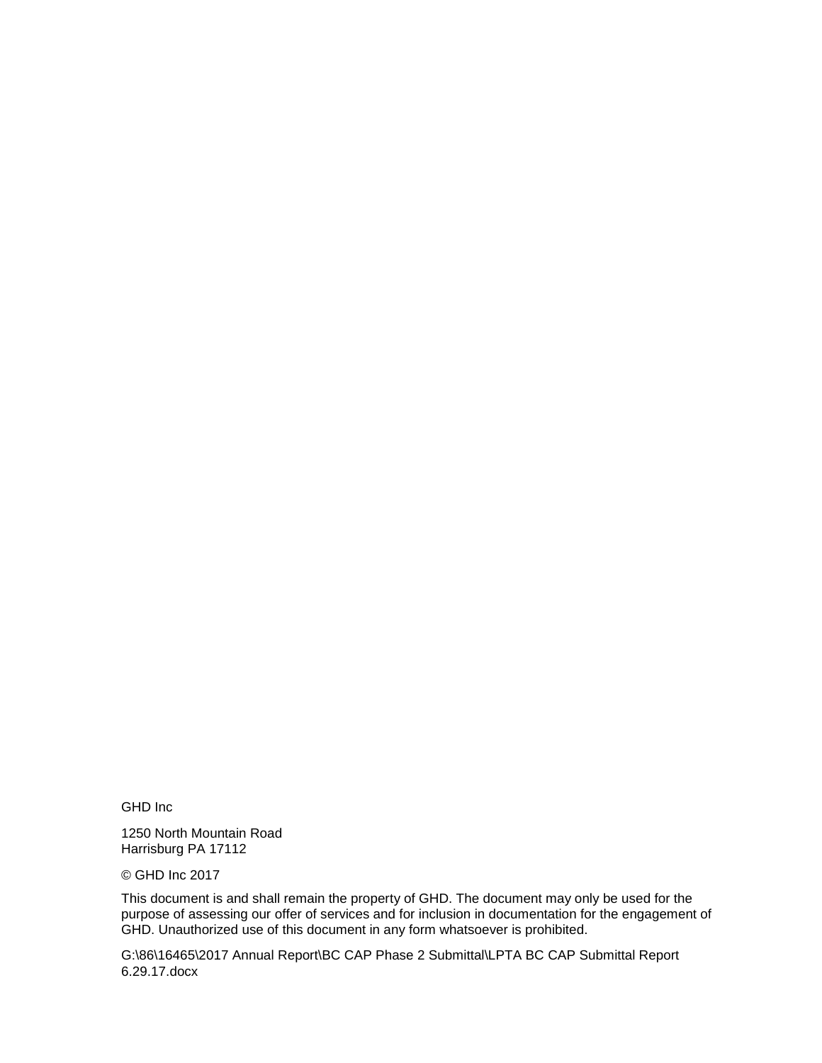GHD Inc

1250 North Mountain Road
Harrisburg PA 17112

© GHD Inc 2017

This document is and shall remain the property of GHD. The document may only be used for the purpose of assessing our offer of services and for inclusion in documentation for the engagement of GHD. Unauthorized use of this document in any form whatsoever is prohibited.

G:\86\16465\2017 Annual Report\BC CAP Phase 2 Submittal\LPTA BC CAP Submittal Report 6.29.17.docx